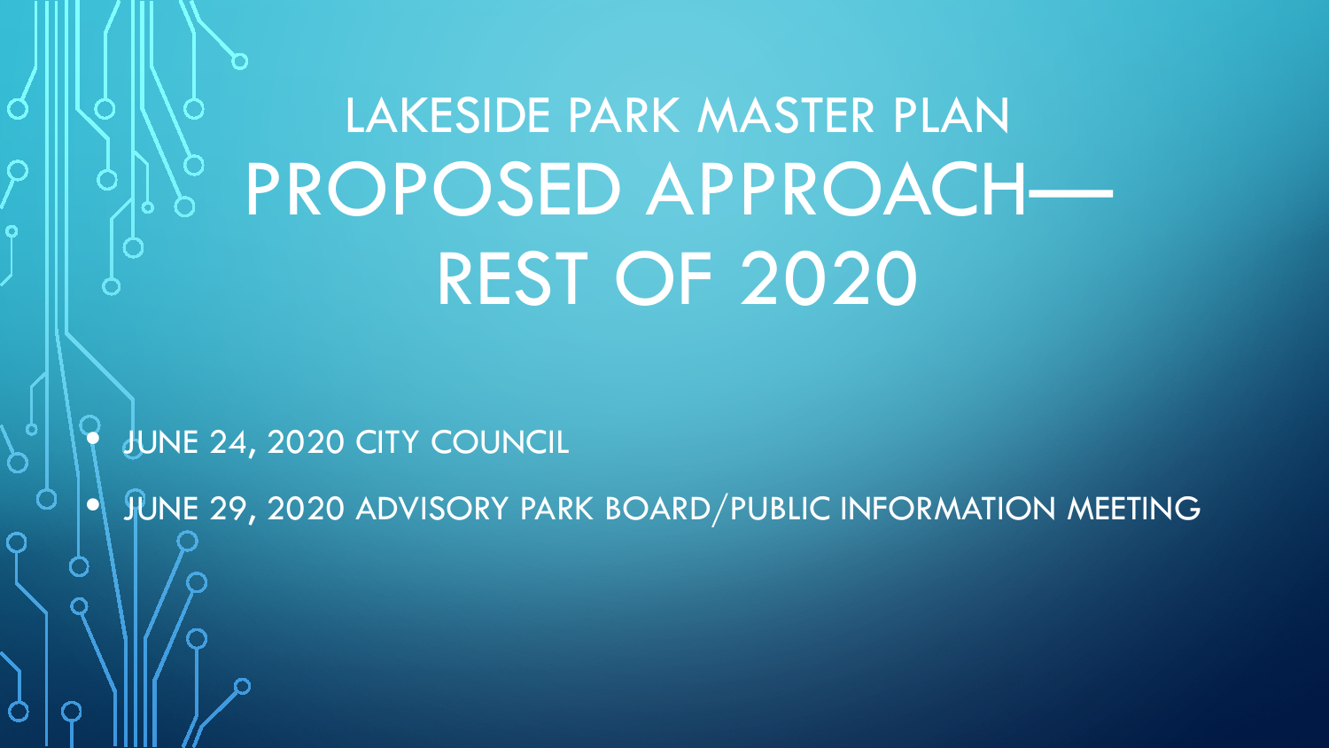# LAKESIDE PARK MASTER PLAN PROPOSED APPROACH— REST OF 2020

- JUNE 24, 2020 CITY COUNCIL
- JUNE 29, 2020 ADVISORY PARK BOARD/PUBLIC INFORMATION MEETING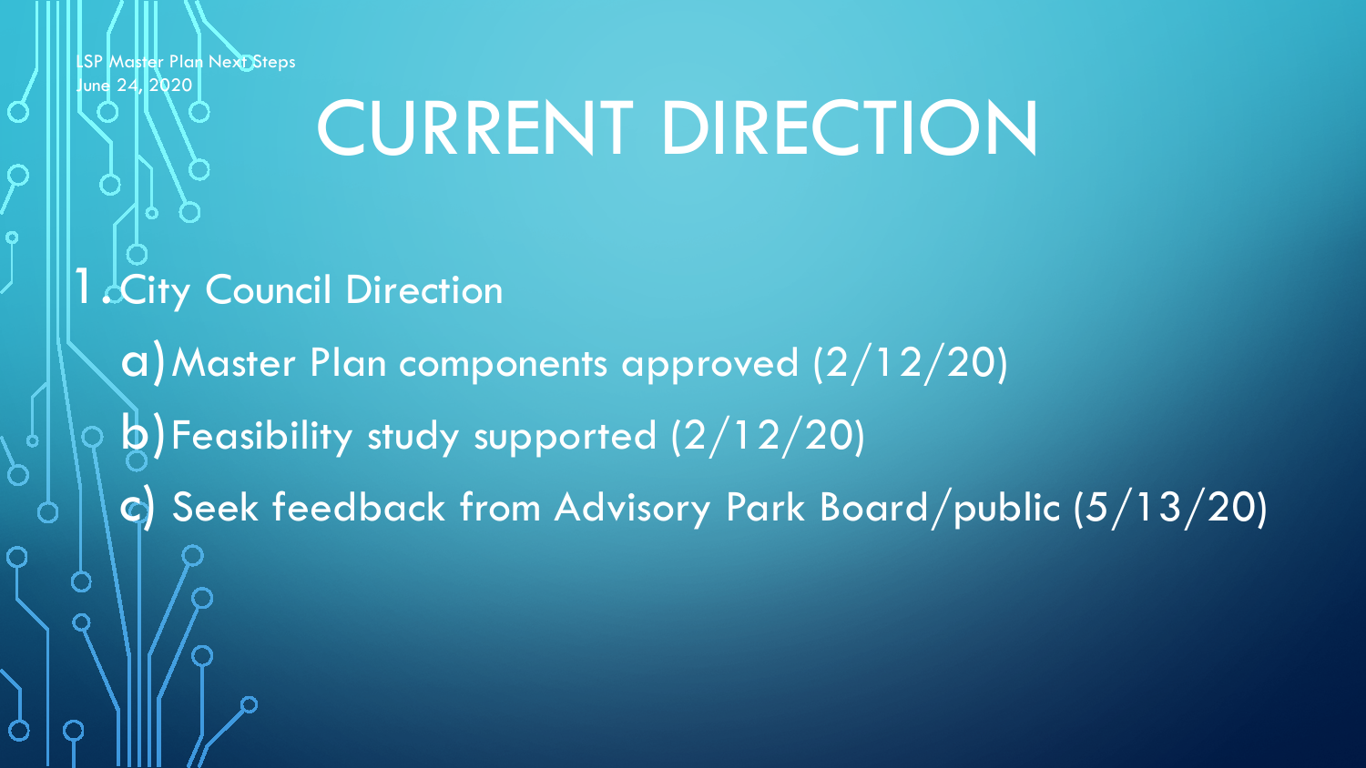# CURRENT DIRECTION

1. City Council Direction
   a) Master Plan components approved (2/12/20)
   b) Feasibility study supported (2/12/20)
   c) Seek feedback from Advisory Park Board/public (5/13/20)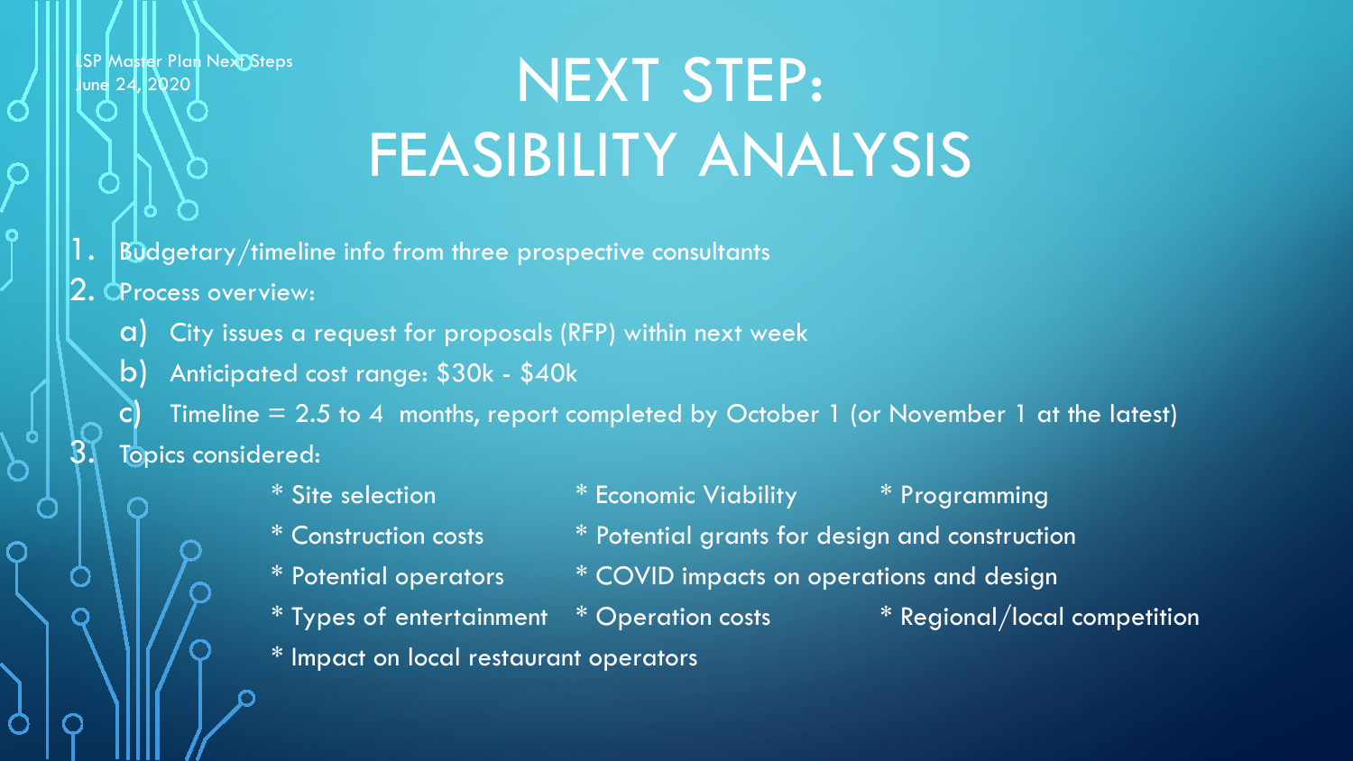LSP Master Plan Next Steps
June 24, 2020

# NEXT STEP: FEASIBILITY ANALYSIS

1. Budgetary/timeline info from three prospective consultants
2. Process overview:
   a) City issues a request for proposals (RFP) within next week
   b) Anticipated cost range: $30k - $40k
   c) Timeline = 2.5 to 4 months, report completed by October 1 (or November 1 at the latest)
3. Topics considered:

* Site selection
* Economic Viability
* Programming
* Construction costs
* Potential grants for design and construction
* Potential operators
* COVID impacts on operations and design
* Types of entertainment
* Operation costs
* Regional/local competition
* Impact on local restaurant operators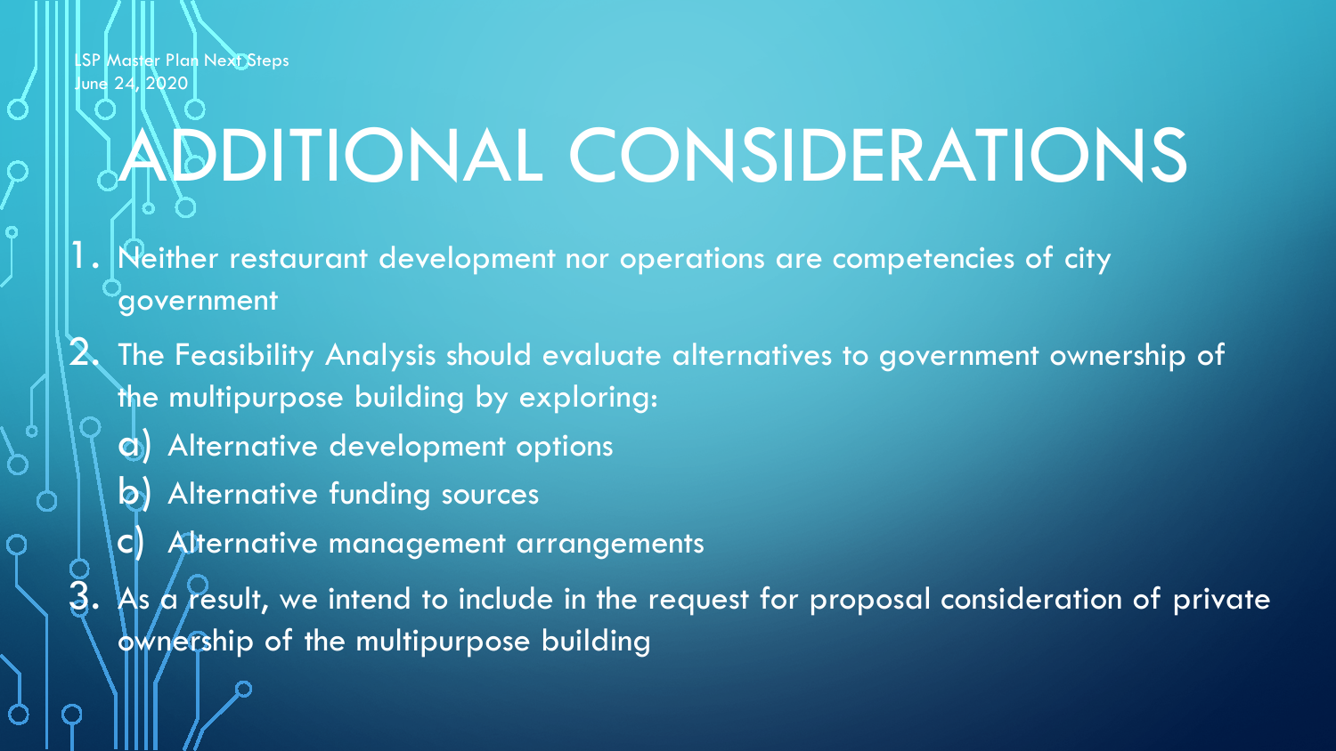LSP Master Plan Next Steps
June 24, 2020

# ADDITIONAL CONSIDERATIONS

1. Neither restaurant development nor operations are competencies of city government
2. The Feasibility Analysis should evaluate alternatives to government ownership of the multipurpose building by exploring:
   a) Alternative development options
   b) Alternative funding sources
   c) Alternative management arrangements
3. As a result, we intend to include in the request for proposal consideration of private ownership of the multipurpose building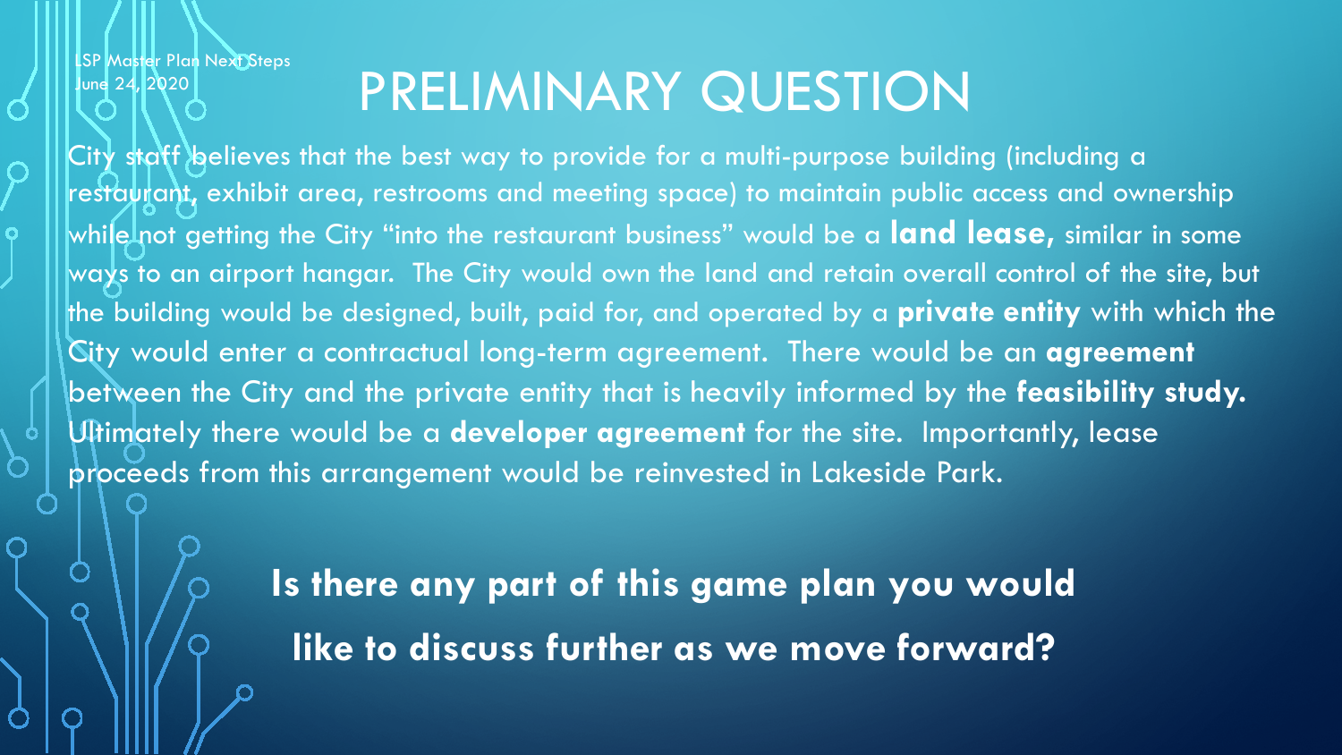LSP Master Plan Next Steps
June 24, 2020

# PRELIMINARY QUESTION

City staff believes that the best way to provide for a multi-purpose building (including a restaurant, exhibit area, restrooms and meeting space) to maintain public access and ownership while not getting the City "into the restaurant business" would be a **land lease,** similar in some ways to an airport hangar. The City would own the land and retain overall control of the site, but the building would be designed, built, paid for, and operated by a **private entity** with which the City would enter a contractual long-term agreement. There would be an **agreement** between the City and the private entity that is heavily informed by the **feasibility study.** Ultimately there would be a **developer agreement** for the site. Importantly, lease proceeds from this arrangement would be reinvested in Lakeside Park.

**Is there any part of this game plan you would like to discuss further as we move forward?**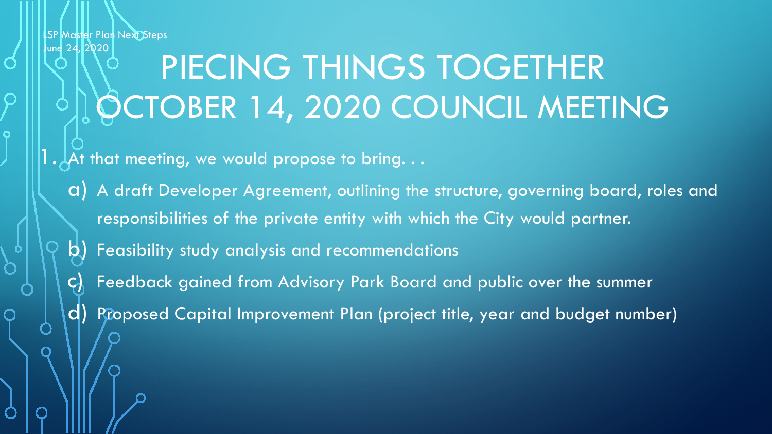# PIECING THINGS TOGETHER OCTOBER 14, 2020 COUNCIL MEETING

1. At that meeting, we would propose to bring. . .
   a) A draft Developer Agreement, outlining the structure, governing board, roles and responsibilities of the private entity with which the City would partner.
   b) Feasibility study analysis and recommendations
   c) Feedback gained from Advisory Park Board and public over the summer
   d) Proposed Capital Improvement Plan (project title, year and budget number)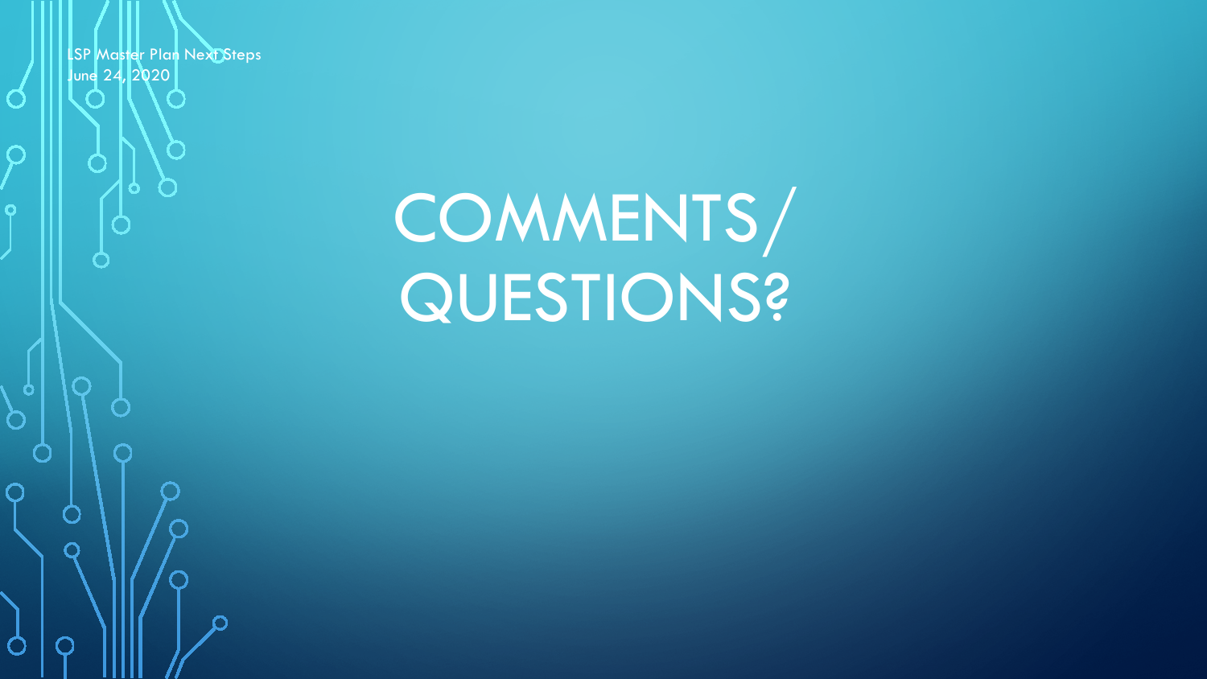LSP Master Plan Next Steps
June 24, 2020

# COMMENTS/ QUESTIONS?